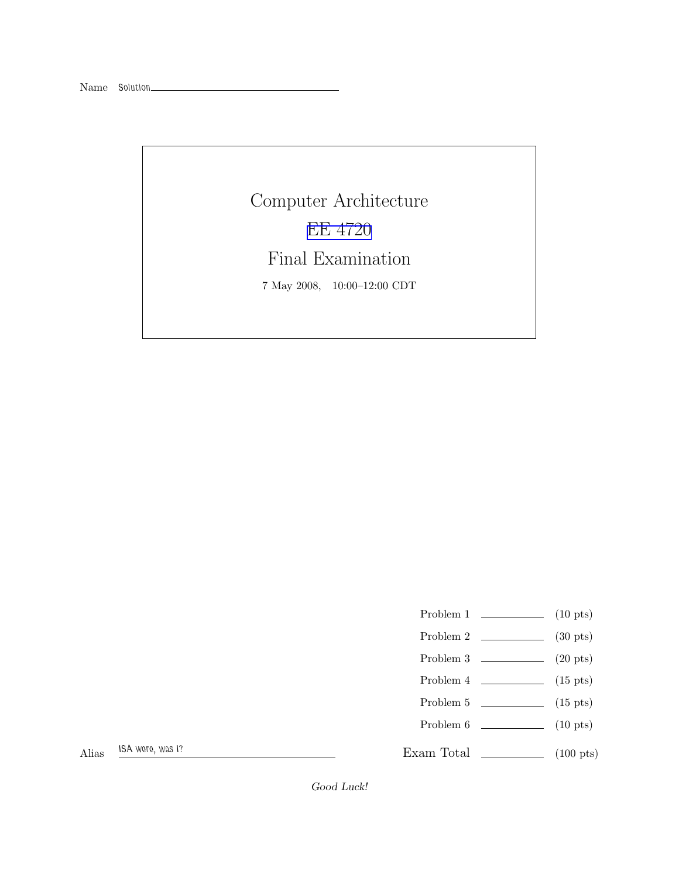Name Solution

# Computer Architecture

## EE 4720

## Final Examination

7 May 2008, 10:00–12:00 CDT

| | | |
|---|---|---|
| Problem 1 | | (10 pts) |
| Problem 2 | | (30 pts) |
| Problem 3 | | (20 pts) |
| Problem 4 | | (15 pts) |
| Problem 5 | | (15 pts) |
| Problem 6 | | (10 pts) |
| Exam Total | | (100 pts) |

Alias ISA were, was I?

*Good Luck!*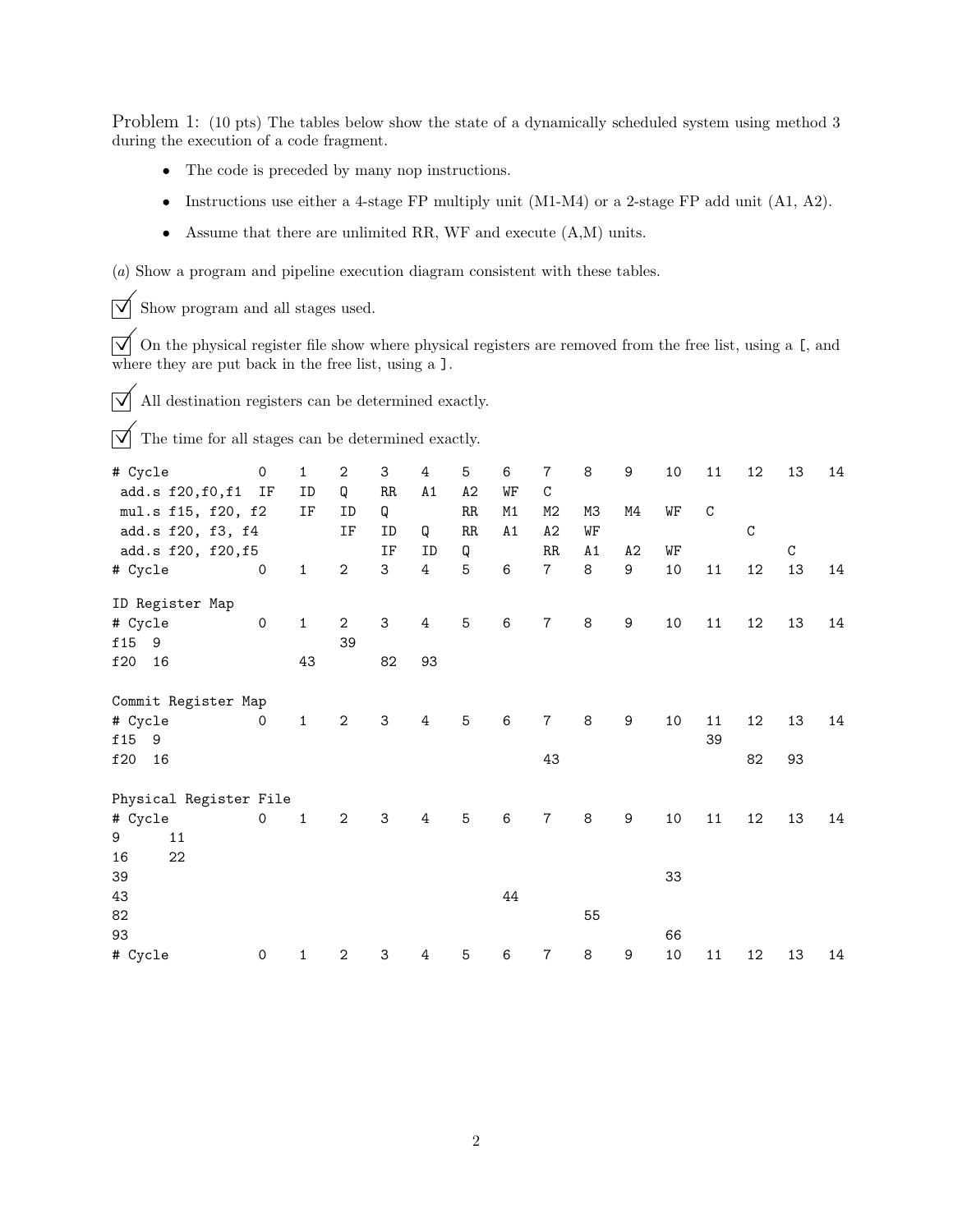Problem 1: (10 pts) The tables below show the state of a dynamically scheduled system using method 3 during the execution of a code fragment.

- The code is preceded by many nop instructions.
- Instructions use either a 4-stage FP multiply unit (M1-M4) or a 2-stage FP add unit (A1, A2).
- Assume that there are unlimited RR, WF and execute (A,M) units.

(*a*) Show a program and pipeline execution diagram consistent with these tables.

☑ Show program and all stages used.

☑ On the physical register file show where physical registers are removed from the free list, using a [, and where they are put back in the free list, using a ].

☑ All destination registers can be determined exactly.

☑ The time for all stages can be determined exactly.

| # Cycle | 0 | 1 | 2 | 3 | 4 | 5 | 6 | 7 | 8 | 9 | 10 | 11 | 12 | 13 | 14 |
|---|---|---|---|---|---|---|---|---|---|---|---|---|---|---|---|
| add.s f20,f0,f1 | IF | ID | Q | RR | A1 | A2 | WF | C | | | | | | | |
| mul.s f15, f20, f2 | | IF | ID | Q | | RR | M1 | M2 | M3 | M4 | WF | C | | | |
| add.s f20, f3, f4 | | | IF | ID | Q | RR | A1 | A2 | WF | | | | C | | |
| add.s f20, f20,f5 | | | | IF | ID | Q | | RR | A1 | A2 | WF | | | C | |
| # Cycle | 0 | 1 | 2 | 3 | 4 | 5 | 6 | 7 | 8 | 9 | 10 | 11 | 12 | 13 | 14 |

ID Register Map

| # Cycle | | 0 | 1 | 2 | 3 | 4 | 5 | 6 | 7 | 8 | 9 | 10 | 11 | 12 | 13 | 14 |
|---|---|---|---|---|---|---|---|---|---|---|---|---|---|---|---|---|
| f15 | 9 | | | 39 | | | | | | | | | | | | |
| f20 | 16 | | 43 | | 82 | 93 | | | | | | | | | | |

Commit Register Map

| # Cycle | | 0 | 1 | 2 | 3 | 4 | 5 | 6 | 7 | 8 | 9 | 10 | 11 | 12 | 13 | 14 |
|---|---|---|---|---|---|---|---|---|---|---|---|---|---|---|---|---|
| f15 | 9 | | | | | | | | | | | | 39 | | | |
| f20 | 16 | | | | | | | | 43 | | | | | 82 | 93 | |

Physical Register File

| # Cycle | | 0 | 1 | 2 | 3 | 4 | 5 | 6 | 7 | 8 | 9 | 10 | 11 | 12 | 13 | 14 |
|---|---|---|---|---|---|---|---|---|---|---|---|---|---|---|---|---|
| 9 | 11 | | | | | | | | | | | | | | | |
| 16 | 22 | | | | | | | | | | | | | | | |
| 39 | | | | | | | | | | | | 33 | | | | |
| 43 | | | | | | | | 44 | | | | | | | | |
| 82 | | | | | | | | | | 55 | | | | | | |
| 93 | | | | | | | | | | | | 66 | | | | |
| # Cycle | | 0 | 1 | 2 | 3 | 4 | 5 | 6 | 7 | 8 | 9 | 10 | 11 | 12 | 13 | 14 |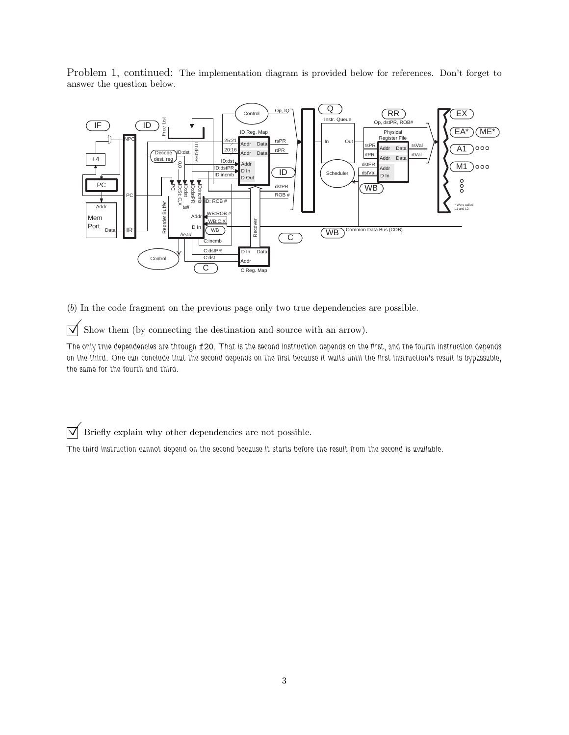Problem 1, continued: The implementation diagram is provided below for references. Don't forget to answer the question below.

(*b*) In the code fragment on the previous page only two true dependencies are possible.

☑ Show them (by connecting the destination and source with an arrow).

*The only true dependencies are through* `f20`*. That is the second instruction depends on the first, and the fourth instruction depends on the third. One can conclude that the second depends on the first because it waits until the first instruction's result is bypassable, the same for the fourth and third.*

☑ Briefly explain why other dependencies are not possible.

*The third instruction cannot depend on the second because it starts before the result from the second is available.*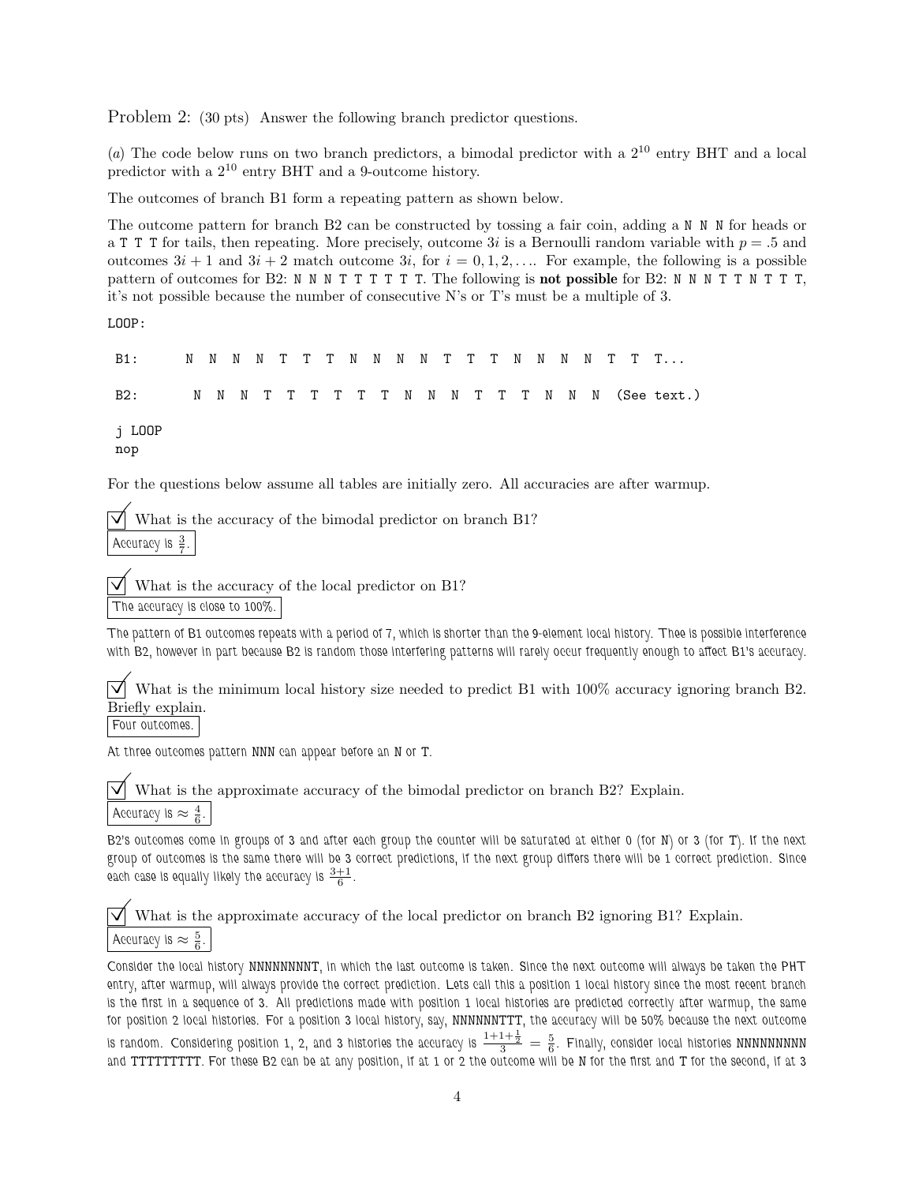Problem 2: (30 pts) Answer the following branch predictor questions.

(*a*) The code below runs on two branch predictors, a bimodal predictor with a $2^{10}$ entry BHT and a local predictor with a $2^{10}$ entry BHT and a 9-outcome history.

The outcomes of branch B1 form a repeating pattern as shown below.

The outcome pattern for branch B2 can be constructed by tossing a fair coin, adding a `N N N` for heads or a `T T T` for tails, then repeating. More precisely, outcome $3i$ is a Bernoulli random variable with $p = .5$ and outcomes $3i + 1$ and $3i + 2$ match outcome $3i$, for $i = 0, 1, 2, \ldots$. For example, the following is a possible pattern of outcomes for B2: `N N N T T T T T T`. The following is **not possible** for B2: `N N N T T N T T T`, it's not possible because the number of consecutive N's or T's must be a multiple of 3.

```
LOOP:

 B1:     N  N  N  N  T  T  T  N  N  N  N  T  T  T  N  N  N  N  T  T  T...

 B2:      N  N  N  T  T  T  T  T  T  N  N  N  T  T  T  N  N  N  (See text.)

 j LOOP
 nop
```

For the questions below assume all tables are initially zero. All accuracies are after warmup.

☑ What is the accuracy of the bimodal predictor on branch B1?

Accuracy is $\frac{3}{7}$.

☑ What is the accuracy of the local predictor on B1?

The accuracy is close to 100%.

The pattern of B1 outcomes repeats with a period of 7, which is shorter than the 9-element local history. Thee is possible interference with B2, however in part because B2 is random those interfering patterns will rarely occur frequently enough to affect B1's accuracy.

☑ What is the minimum local history size needed to predict B1 with 100% accuracy ignoring branch B2. Briefly explain.

Four outcomes.

At three outcomes pattern NNN can appear before an N or T.

☑ What is the approximate accuracy of the bimodal predictor on branch B2? Explain.

Accuracy is $\approx \frac{4}{6}$.

B2's outcomes come in groups of 3 and after each group the counter will be saturated at either 0 (for N) or 3 (for T). If the next group of outcomes is the same there will be 3 correct predictions, if the next group differs there will be 1 correct prediction. Since each case is equally likely the accuracy is $\frac{3+1}{6}$.

☑ What is the approximate accuracy of the local predictor on branch B2 ignoring B1? Explain.

Accuracy is $\approx \frac{5}{6}$.

Consider the local history NNNNNNNNT, in which the last outcome is taken. Since the next outcome will always be taken the PHT entry, after warmup, will always provide the correct prediction. Lets call this a position 1 local history since the most recent branch is the first in a sequence of 3. All predictions made with position 1 local histories are predicted correctly after warmup, the same for position 2 local histories. For a position 3 local history, say, NNNNNNTTT, the accuracy will be 50% because the next outcome is random. Considering position 1, 2, and 3 histories the accuracy is $\frac{1+1+\frac{1}{2}}{3} = \frac{5}{6}$. Finally, consider local histories NNNNNNNNN and TTTTTTTTT. For these B2 can be at any position, if at 1 or 2 the outcome will be N for the first and T for the second, if at 3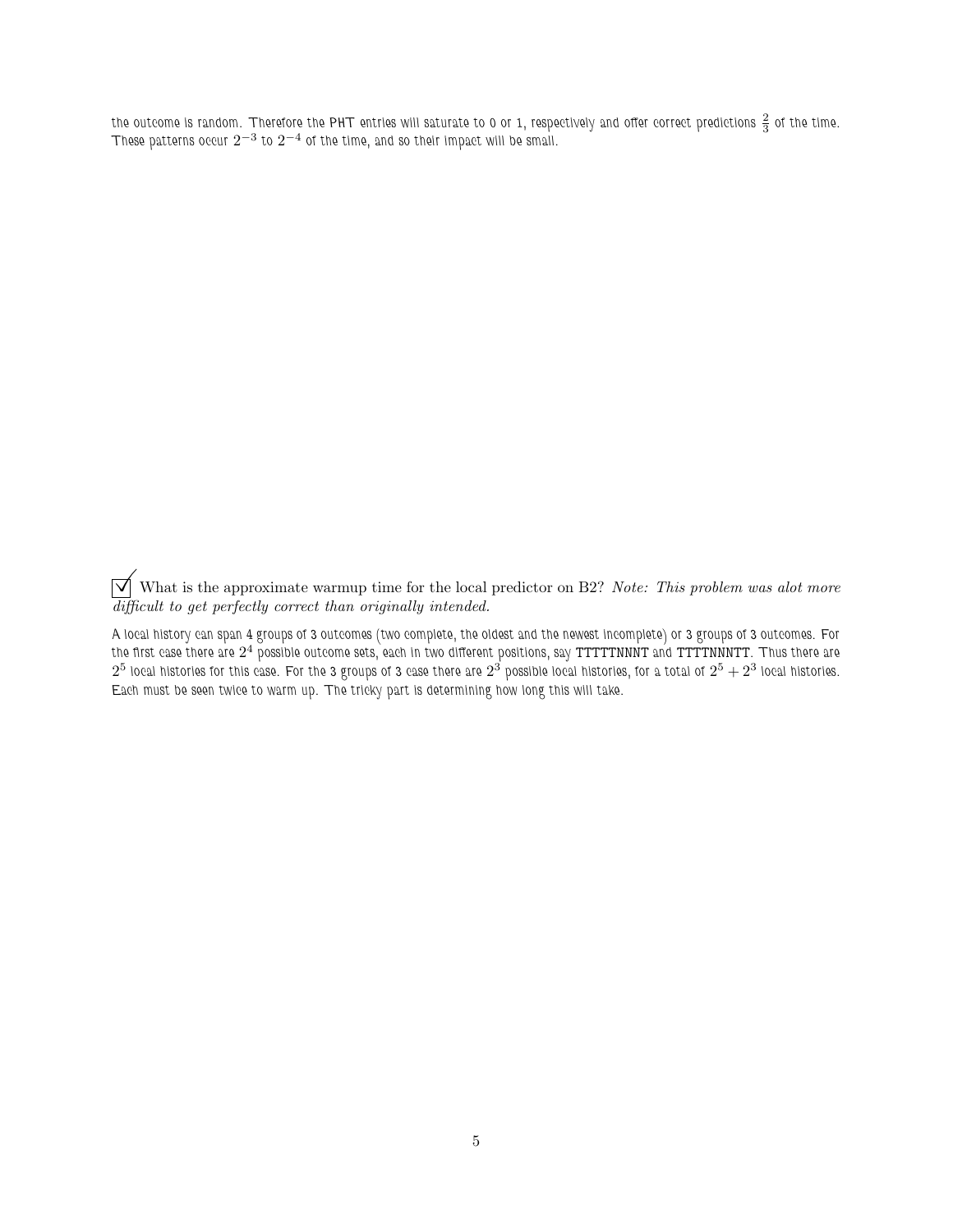the outcome is random. Therefore the PHT entries will saturate to 0 or 1, respectively and offer correct predictions $\frac{2}{3}$ of the time. These patterns occur $2^{-3}$ to $2^{-4}$ of the time, and so their impact will be small.

☑ What is the approximate warmup time for the local predictor on B2? *Note: This problem was alot more difficult to get perfectly correct than originally intended.*

A local history can span 4 groups of 3 outcomes (two complete, the oldest and the newest incomplete) or 3 groups of 3 outcomes. For the first case there are $2^4$ possible outcome sets, each in two different positions, say TTTTTNNNT and TTTTNNNTT. Thus there are $2^5$ local histories for this case. For the 3 groups of 3 case there are $2^3$ possible local histories, for a total of $2^5 + 2^3$ local histories. Each must be seen twice to warm up. The tricky part is determining how long this will take.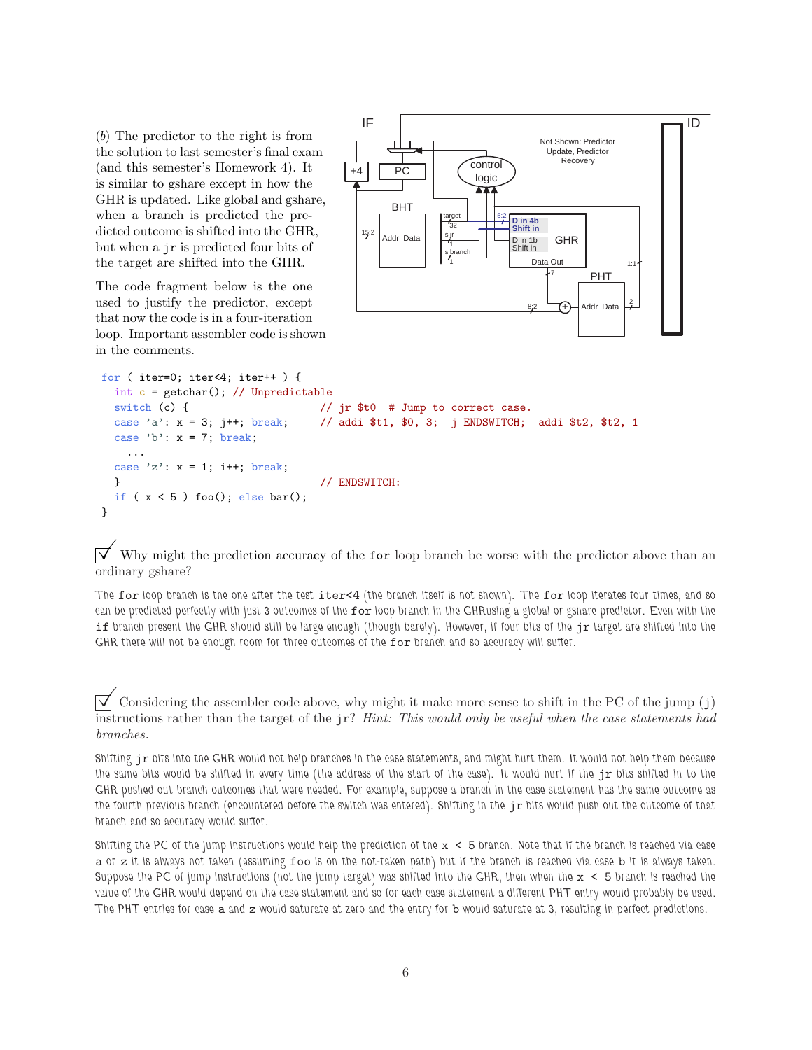(*b*) The predictor to the right is from the solution to last semester's final exam (and this semester's Homework 4). It is similar to gshare except in how the GHR is updated. Like global and gshare, when a branch is predicted the predicted outcome is shifted into the GHR, but when a `jr` is predicted four bits of the target are shifted into the GHR.

The code fragment below is the one used to justify the predictor, except that now the code is in a four-iteration loop. Important assembler code is shown in the comments.

```
for ( iter=0; iter<4; iter++ ) {
  int c = getchar(); // Unpredictable
  switch (c) {                 // jr $t0   # Jump to correct case.
  case 'a': x = 3; j++; break;   // addi $t1, $0, 3;  j ENDSWITCH;  addi $t2, $t2, 1
  case 'b': x = 7; break;
    ...
  case 'z': x = 1; i++; break;
  }                            // ENDSWITCH:
  if ( x < 5 ) foo(); else bar();
}
```

☑ Why might the prediction accuracy of the `for` loop branch be worse with the predictor above than an ordinary gshare?

The `for` loop branch is the one after the test `iter<4` (the branch itself is not shown). The `for` loop iterates four times, and so can be predicted perfectly with just 3 outcomes of the `for` loop branch in the GHRusing a global or gshare predictor. Even with the `if` branch present the GHR should still be large enough (though barely). However, if four bits of the `jr` target are shifted into the GHR there will not be enough room for three outcomes of the `for` branch and so accuracy will suffer.

☑ Considering the assembler code above, why might it make more sense to shift in the PC of the jump (`j`) instructions rather than the target of the `jr`? *Hint: This would only be useful when the case statements had branches.*

Shifting `jr` bits into the GHR would not help branches in the case statements, and might hurt them. It would not help them because the same bits would be shifted in every time (the address of the start of the case). It would hurt if the `jr` bits shifted in to the GHR pushed out branch outcomes that were needed. For example, suppose a branch in the case statement has the same outcome as the fourth previous branch (encountered before the switch was entered). Shifting in the `jr` bits would push out the outcome of that branch and so accuracy would suffer.

Shifting the PC of the jump instructions would help the prediction of the `x < 5` branch. Note that if the branch is reached via case `a` or `z` it is always not taken (assuming `foo` is on the not-taken path) but if the branch is reached via case `b` it is always taken. Suppose the PC of jump instructions (not the jump target) was shifted into the GHR, then when the `x < 5` branch is reached the value of the GHR would depend on the case statement and so for each case statement a different PHT entry would probably be used. The PHT entries for case `a` and `z` would saturate at zero and the entry for `b` would saturate at 3, resulting in perfect predictions.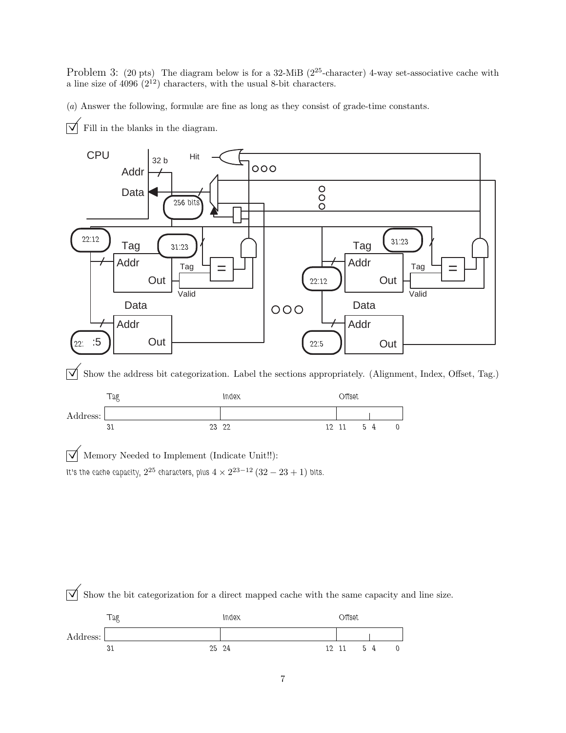Problem 3: (20 pts) The diagram below is for a 32-MiB ($2^{25}$-character) 4-way set-associative cache with a line size of 4096 ($2^{12}$) characters, with the usual 8-bit characters.

(*a*) Answer the following, formulæ are fine as long as they consist of grade-time constants.

☑ Fill in the blanks in the diagram.

CPU | Addr | 32 b | Hit | Data | 256 bits | 22:12 | Tag | Addr | Out | 31:23 | Tag | Valid | = | Data | Addr | Out | 22: :5 | Tag | Addr | Out | 31:23 | 22:12 | Tag | Valid | = | Data | Addr | Out | 22:5

☑ Show the address bit categorization. Label the sections appropriately. (Alignment, Index, Offset, Tag.)

| | Tag | Index | Offset |
|---|---|---|---|
| Address: | 31 ... 23 | 22 ... 12 | 11 ... 5 4 ... 0 |

☑ Memory Needed to Implement (Indicate Unit!!):

It's the cache capacity, $2^{25}$ characters, plus $4 \times 2^{23-12}\,(32 - 23 + 1)$ bits.

☑ Show the bit categorization for a direct mapped cache with the same capacity and line size.

| | Tag | Index | Offset |
|---|---|---|---|
| Address: | 31 ... 25 | 24 ... 12 | 11 ... 5 4 ... 0 |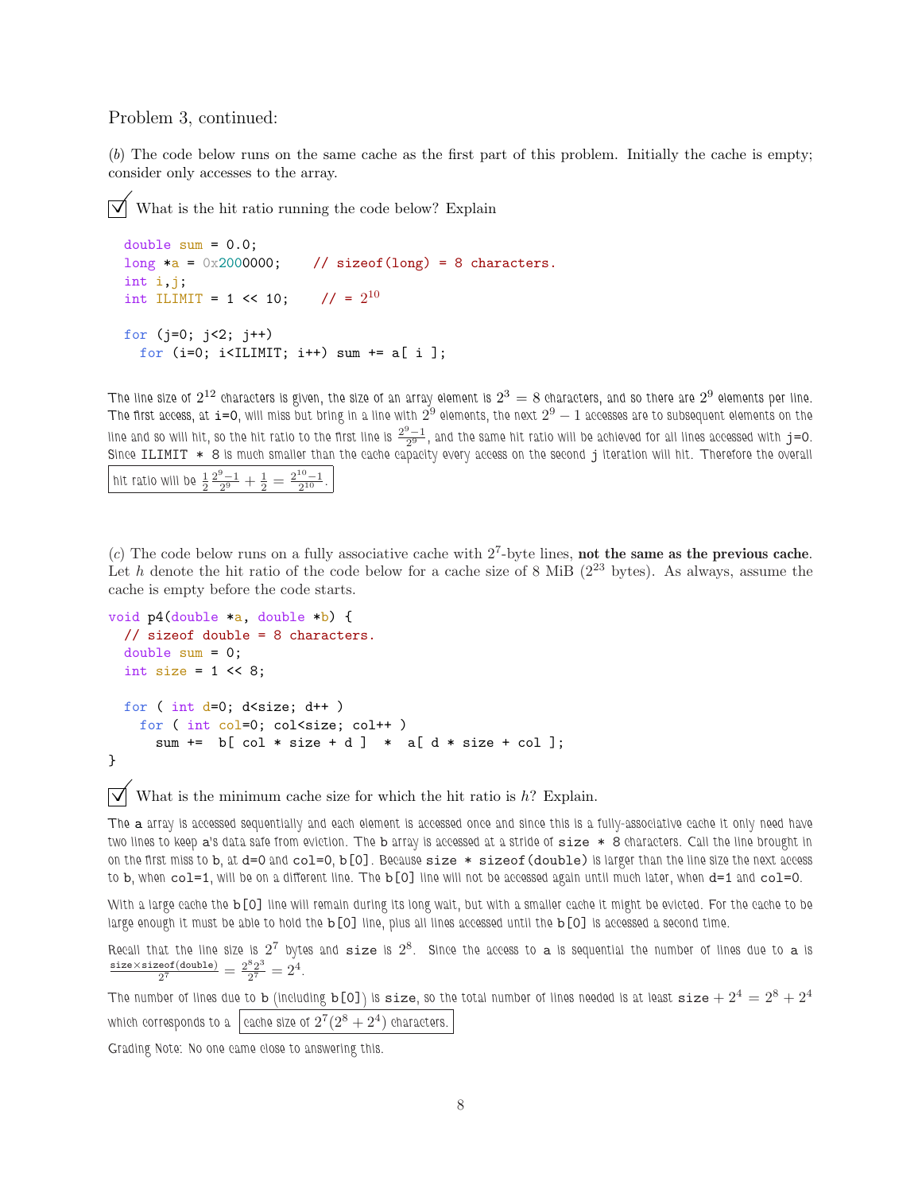Problem 3, continued:

(*b*) The code below runs on the same cache as the first part of this problem. Initially the cache is empty; consider only accesses to the array.

☑ What is the hit ratio running the code below? Explain

```
double sum = 0.0;
long *a = 0x2000000;    // sizeof(long) = 8 characters.
int i,j;
int ILIMIT = 1 << 10;    // = 2^10

for (j=0; j<2; j++)
  for (i=0; i<ILIMIT; i++) sum += a[ i ];
```

The line size of $2^{12}$ characters is given, the size of an array element is $2^3 = 8$ characters, and so there are $2^9$ elements per line. The first access, at `i=0`, will miss but bring in a line with $2^9$ elements, the next $2^9 - 1$ accesses are to subsequent elements on the line and so will hit, so the hit ratio to the first line is $\frac{2^9-1}{2^9}$, and the same hit ratio will be achieved for all lines accessed with `j=0`. Since `ILIMIT * 8` is much smaller than the cache capacity every access on the second `j` iteration will hit. Therefore the overall hit ratio will be $\frac{1}{2}\frac{2^9-1}{2^9} + \frac{1}{2} = \frac{2^{10}-1}{2^{10}}$.

(*c*) The code below runs on a fully associative cache with $2^7$-byte lines, **not the same as the previous cache**. Let $h$ denote the hit ratio of the code below for a cache size of 8 MiB ($2^{23}$ bytes). As always, assume the cache is empty before the code starts.

```
void p4(double *a, double *b) {
  // sizeof double = 8 characters.
  double sum = 0;
  int size = 1 << 8;

  for ( int d=0; d<size; d++ )
    for ( int col=0; col<size; col++ )
      sum +=  b[ col * size + d ]  *  a[ d * size + col ];
}
```

☑ What is the minimum cache size for which the hit ratio is $h$? Explain.

The `a` array is accessed sequentially and each element is accessed once and since this is a fully-associative cache it only need have two lines to keep `a`'s data safe from eviction. The `b` array is accessed at a stride of `size * 8` characters. Call the line brought in on the first miss to `b`, at `d=0` and `col=0`, `b[0]`. Because `size * sizeof(double)` is larger than the line size the next access to `b`, when `col=1`, will be on a different line. The `b[0]` line will not be accessed again until much later, when `d=1` and `col=0`.

With a large cache the `b[0]` line will remain during its long wait, but with a smaller cache it might be evicted. For the cache to be large enough it must be able to hold the `b[0]` line, plus all lines accessed until the `b[0]` is accessed a second time.

Recall that the line size is $2^7$ bytes and `size` is $2^8$. Since the access to `a` is sequential the number of lines due to `a` is $\frac{\text{size}\times\text{sizeof(double)}}{2^7} = \frac{2^8 2^3}{2^7} = 2^4$.

The number of lines due to `b` (including `b[0]`) is `size`, so the total number of lines needed is at least $\text{size} + 2^4 = 2^8 + 2^4$ which corresponds to a cache size of $2^7(2^8 + 2^4)$ characters.

Grading Note: No one came close to answering this.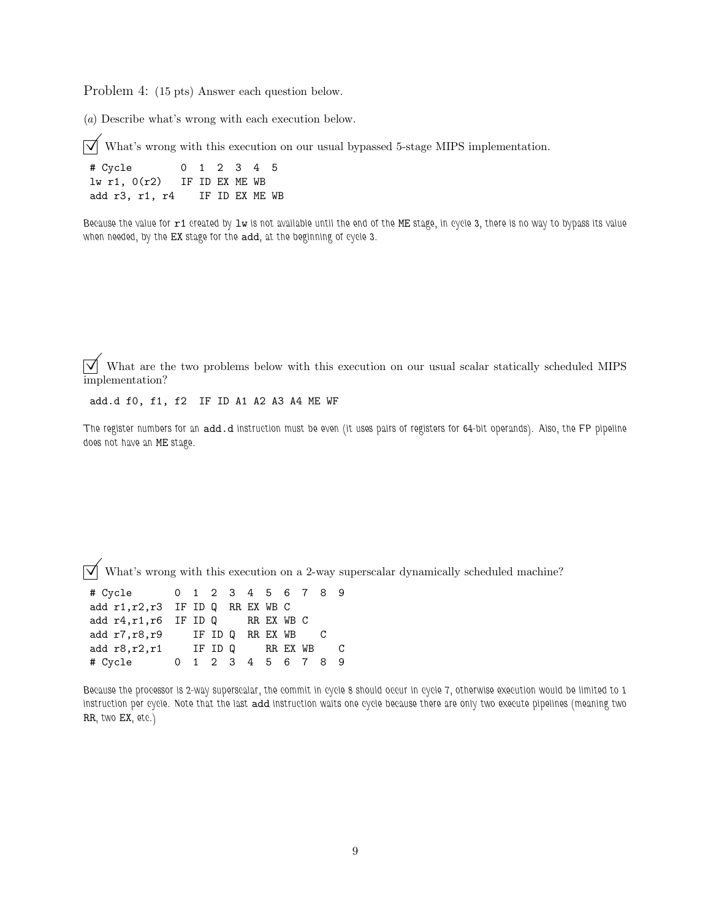Problem 4: (15 pts) Answer each question below.

(*a*) Describe what's wrong with each execution below.

☑ What's wrong with this execution on our usual bypassed 5-stage MIPS implementation.

```
# Cycle         0  1  2  3  4  5
lw r1, 0(r2)    IF ID EX ME WB
add r3, r1, r4     IF ID EX ME WB
```

Because the value for `r1` created by `lw` is not available until the end of the ME stage, in cycle 3, there is no way to bypass its value when needed, by the EX stage for the `add`, at the beginning of cycle 3.

☑ What are the two problems below with this execution on our usual scalar statically scheduled MIPS implementation?

```
add.d f0, f1, f2   IF ID A1 A2 A3 A4 ME WF
```

The register numbers for an `add.d` instruction must be even (it uses pairs of registers for 64-bit operands). Also, the FP pipeline does not have an ME stage.

☑ What's wrong with this execution on a 2-way superscalar dynamically scheduled machine?

```
# Cycle       0  1  2  3  4  5  6  7  8  9
add r1,r2,r3  IF ID Q  RR EX WB C
add r4,r1,r6  IF ID Q     RR EX WB C
add r7,r8,r9     IF ID Q  RR EX WB    C
add r8,r2,r1     IF ID Q     RR EX WB    C
# Cycle       0  1  2  3  4  5  6  7  8  9
```

Because the processor is 2-way superscalar, the commit in cycle 8 should occur in cycle 7, otherwise execution would be limited to 1 instruction per cycle. Note that the last `add` instruction waits one cycle because there are only two execute pipelines (meaning two RR, two EX, etc.)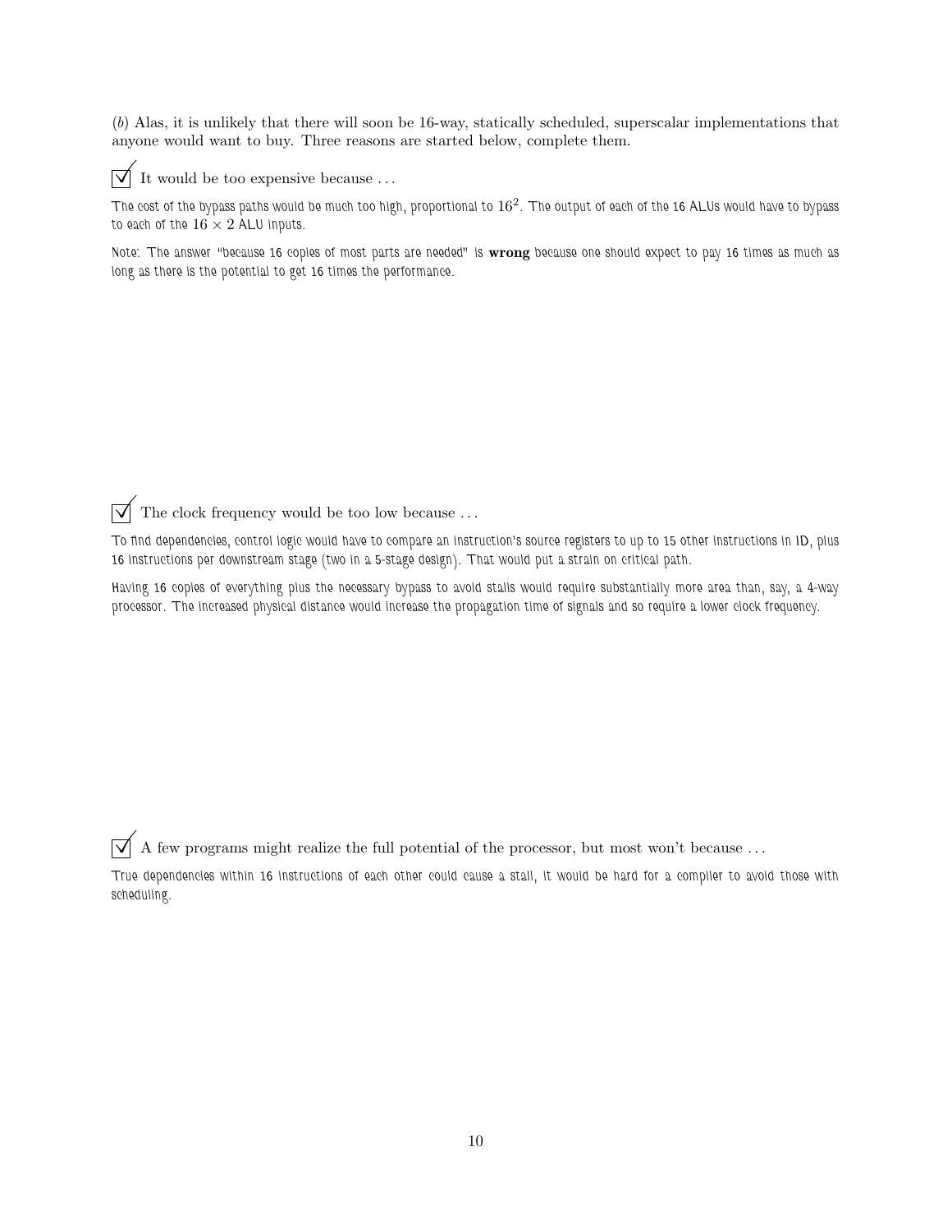(*b*) Alas, it is unlikely that there will soon be 16-way, statically scheduled, superscalar implementations that anyone would want to buy. Three reasons are started below, complete them.

☑ It would be too expensive because . . .

The cost of the bypass paths would be much too high, proportional to $16^2$. The output of each of the 16 ALUs would have to bypass to each of the $16 \times 2$ ALU inputs.

Note: The answer "because 16 copies of most parts are needed" is **wrong** because one should expect to pay 16 times as much as long as there is the potential to get 16 times the performance.

☑ The clock frequency would be too low because . . .

To find dependencies, control logic would have to compare an instruction's source registers to up to 15 other instructions in ID, plus 16 instructions per downstream stage (two in a 5-stage design). That would put a strain on critical path.

Having 16 copies of everything plus the necessary bypass to avoid stalls would require substantially more area than, say, a 4-way processor. The increased physical distance would increase the propagation time of signals and so require a lower clock frequency.

☑ A few programs might realize the full potential of the processor, but most won't because . . .

True dependencies within 16 instructions of each other could cause a stall, it would be hard for a compiler to avoid those with scheduling.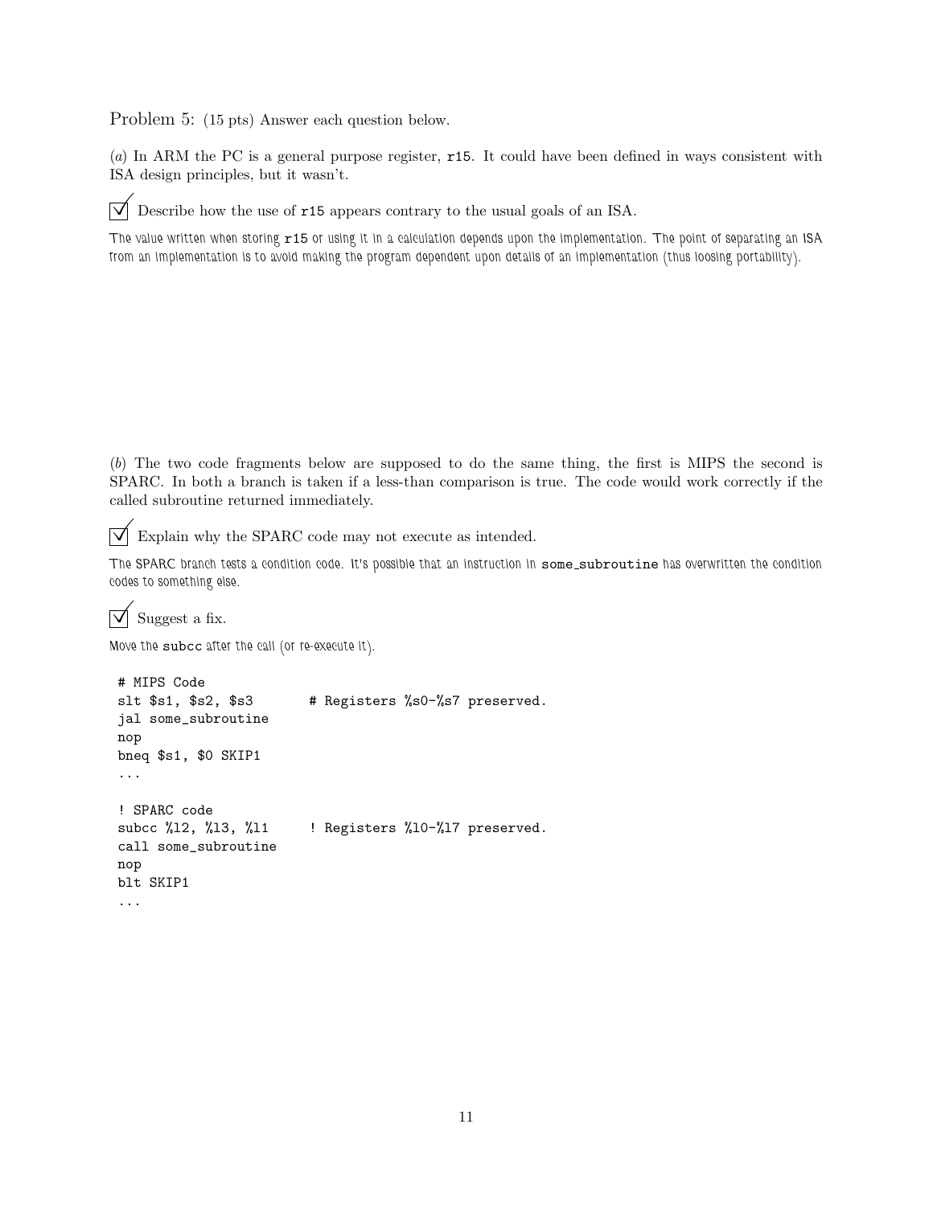Problem 5: (15 pts) Answer each question below.

(*a*) In ARM the PC is a general purpose register, `r15`. It could have been defined in ways consistent with ISA design principles, but it wasn't.

☑ Describe how the use of `r15` appears contrary to the usual goals of an ISA.

*The value written when storing `r15` or using it in a calculation depends upon the implementation. The point of separating an ISA from an implementation is to avoid making the program dependent upon details of an implementation (thus loosing portability).*

(*b*) The two code fragments below are supposed to do the same thing, the first is MIPS the second is SPARC. In both a branch is taken if a less-than comparison is true. The code would work correctly if the called subroutine returned immediately.

☑ Explain why the SPARC code may not execute as intended.

*The SPARC branch tests a condition code. It's possible that an instruction in `some_subroutine` has overwritten the condition codes to something else.*

☑ Suggest a fix.

*Move the `subcc` after the call (or re-execute it).*

```
# MIPS Code
slt $s1, $s2, $s3       # Registers %s0-%s7 preserved.
jal some_subroutine
nop
bneq $s1, $0 SKIP1
...

! SPARC code
subcc %l2, %l3, %l1     ! Registers %l0-%l7 preserved.
call some_subroutine
nop
blt SKIP1
...
```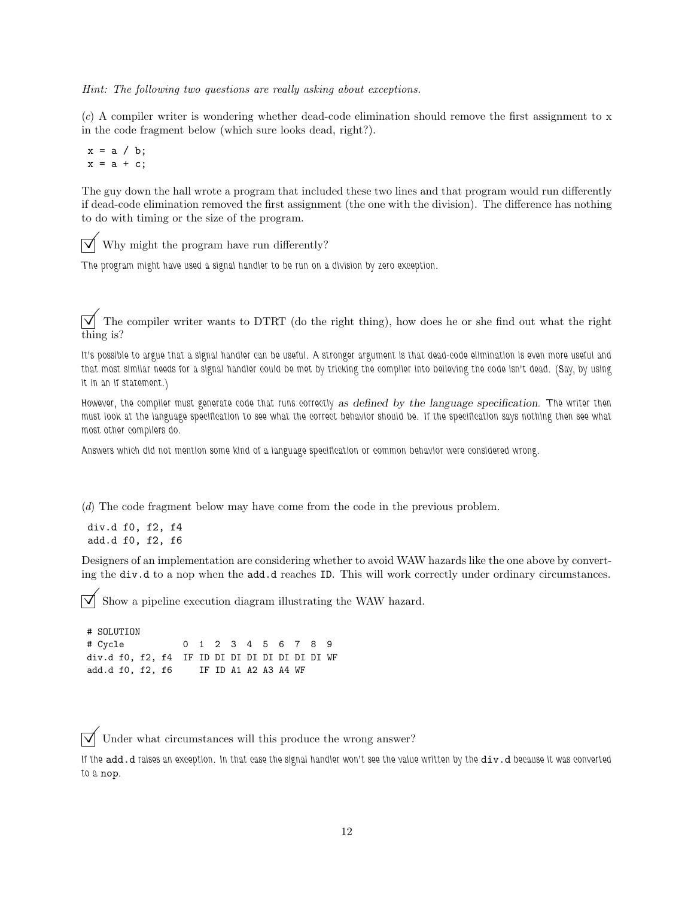*Hint: The following two questions are really asking about exceptions.*

(*c*) A compiler writer is wondering whether dead-code elimination should remove the first assignment to x in the code fragment below (which sure looks dead, right?).

```
x = a / b;
x = a + c;
```

The guy down the hall wrote a program that included these two lines and that program would run differently if dead-code elimination removed the first assignment (the one with the division). The difference has nothing to do with timing or the size of the program.

☑ Why might the program have run differently?

The program might have used a signal handler to be run on a division by zero exception.

☑ The compiler writer wants to DTRT (do the right thing), how does he or she find out what the right thing is?

It's possible to argue that a signal handler can be useful. A stronger argument is that dead-code elimination is even more useful and that most similar needs for a signal handler could be met by tricking the compiler into believing the code isn't dead. (Say, by using it in an if statement.)

However, the compiler must generate code that runs correctly *as defined by the language specification*. The writer then must look at the language specification to see what the correct behavior should be. If the specification says nothing then see what most other compilers do.

Answers which did not mention some kind of a language specification or common behavior were considered wrong.

(*d*) The code fragment below may have come from the code in the previous problem.

```
div.d f0, f2, f4
add.d f0, f2, f6
```

Designers of an implementation are considering whether to avoid WAW hazards like the one above by converting the `div.d` to a nop when the `add.d` reaches `ID`. This will work correctly under ordinary circumstances.

☑ Show a pipeline execution diagram illustrating the WAW hazard.

```
# SOLUTION
# Cycle           0  1  2  3  4  5  6  7  8  9
div.d f0, f2, f4  IF ID DI DI DI DI DI DI DI WF
add.d f0, f2, f6     IF ID A1 A2 A3 A4 WF
```

☑ Under what circumstances will this produce the wrong answer?

If the `add.d` raises an exception. In that case the signal handler won't see the value written by the `div.d` because it was converted to a `nop`.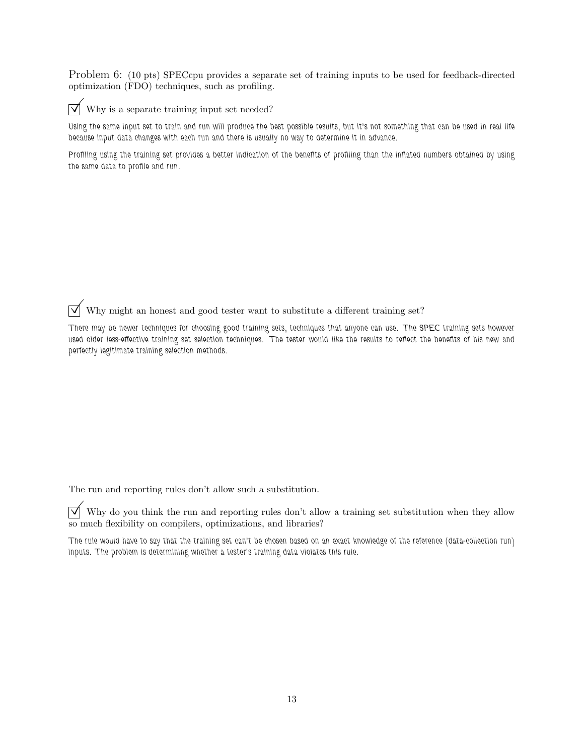Problem 6: (10 pts) SPECcpu provides a separate set of training inputs to be used for feedback-directed optimization (FDO) techniques, such as profiling.

☑ Why is a separate training input set needed?

*Using the same input set to train and run will produce the best possible results, but it's not something that can be used in real life because input data changes with each run and there is usually no way to determine it in advance.*

*Profiling using the training set provides a better indication of the benefits of profiling than the inflated numbers obtained by using the same data to profile and run.*

☑ Why might an honest and good tester want to substitute a different training set?

*There may be newer techniques for choosing good training sets, techniques that anyone can use. The SPEC training sets however used older less-effective training set selection techniques. The tester would like the results to reflect the benefits of his new and perfectly legitimate training selection methods.*

The run and reporting rules don't allow such a substitution.

☑ Why do you think the run and reporting rules don't allow a training set substitution when they allow so much flexibility on compilers, optimizations, and libraries?

*The rule would have to say that the training set can't be chosen based on an exact knowledge of the reference (data-collection run) inputs. The problem is determining whether a tester's training data violates this rule.*